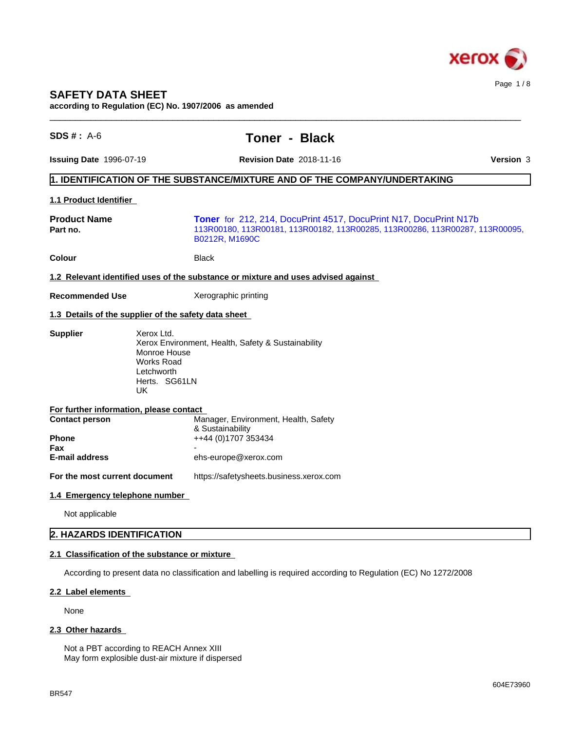# SAFETY DATA SHEET

**according to Regulation (EC) No. 1907/2006 as amended**

**SDS # :** A-6

## Toner - Black

**Issuing Date** 1996-07-19 **Revision Date** 2018-11-16 **Version** 3

## 1. IDENTIFICATION OF THE SUBSTANCE/MIXTURE AND OF THE COMPANY/UNDERTAKING

### 1.1 Product Identifier

| | |
|---|---|
| **Product Name** | **Toner** for 212, 214, DocuPrint 4517, DocuPrint N17, DocuPrint N17b |
| **Part no.** | 113R00180, 113R00181, 113R00182, 113R00285, 113R00286, 113R00287, 113R00095, B0212R, M1690C |
| **Colour** | Black |

### 1.2 Relevant identified uses of the substance or mixture and uses advised against

**Recommended Use** Xerographic printing

### 1.3 Details of the supplier of the safety data sheet

**Supplier**

Xerox Ltd.
Xerox Environment, Health, Safety & Sustainability
Monroe House
Works Road
Letchworth
Herts. SG61LN
UK

**For further information, please contact**

| | |
|---|---|
| **Contact person** | Manager, Environment, Health, Safety & Sustainability |
| **Phone** | ++44 (0)1707 353434 |
| **Fax** | - |
| **E-mail address** | ehs-europe@xerox.com |
| **For the most current document** | https://safetysheets.business.xerox.com |

### 1.4 Emergency telephone number

Not applicable

## 2. HAZARDS IDENTIFICATION

### 2.1 Classification of the substance or mixture

According to present data no classification and labelling is required according to Regulation (EC) No 1272/2008

### 2.2 Label elements

None

### 2.3 Other hazards

Not a PBT according to REACH Annex XIII
May form explosible dust-air mixture if dispersed

BR547

604E73960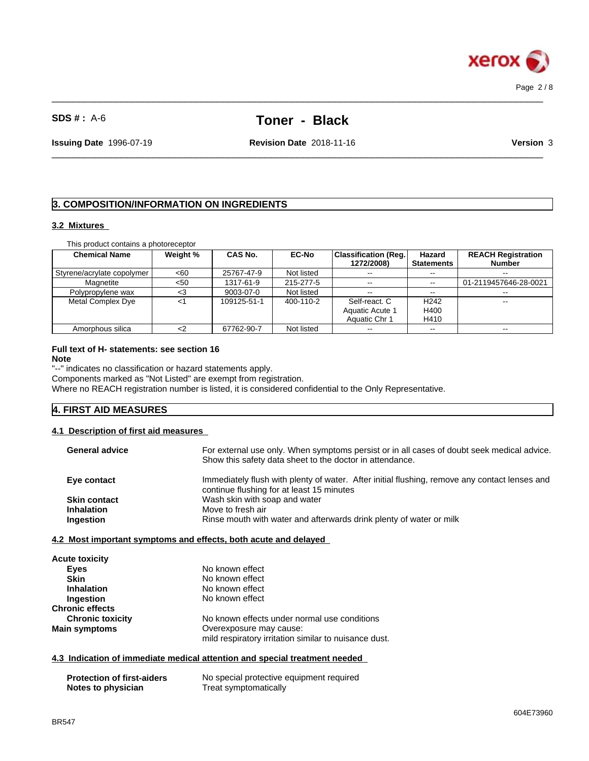# 3. COMPOSITION/INFORMATION ON INGREDIENTS

## 3.2 Mixtures

This product contains a photoreceptor

| Chemical Name | Weight % | CAS No. | EC-No | Classification (Reg. 1272/2008) | Hazard Statements | REACH Registration Number |
|---|---|---|---|---|---|---|
| Styrene/acrylate copolymer | <60 | 25767-47-9 | Not listed | -- | -- | -- |
| Magnetite | <50 | 1317-61-9 | 215-277-5 | -- | -- | 01-2119457646-28-0021 |
| Polypropylene wax | <3 | 9003-07-0 | Not listed | -- | -- | -- |
| Metal Complex Dye | <1 | 109125-51-1 | 400-110-2 | Self-react. C<br>Aquatic Acute 1<br>Aquatic Chr 1 | H242<br>H400<br>H410 | -- |
| Amorphous silica | <2 | 67762-90-7 | Not listed | -- | -- | -- |

**Full text of H- statements: see section 16**

**Note**

"--" indicates no classification or hazard statements apply.

Components marked as "Not Listed" are exempt from registration.

Where no REACH registration number is listed, it is considered confidential to the Only Representative.

# 4. FIRST AID MEASURES

## 4.1 Description of first aid measures

**General advice** — For external use only. When symptoms persist or in all cases of doubt seek medical advice. Show this safety data sheet to the doctor in attendance.

**Eye contact** — Immediately flush with plenty of water. After initial flushing, remove any contact lenses and continue flushing for at least 15 minutes

**Skin contact** — Wash skin with soap and water

**Inhalation** — Move to fresh air

**Ingestion** — Rinse mouth with water and afterwards drink plenty of water or milk

## 4.2 Most important symptoms and effects, both acute and delayed

**Acute toxicity**

- **Eyes** — No known effect
- **Skin** — No known effect
- **Inhalation** — No known effect
- **Ingestion** — No known effect

**Chronic effects**

- **Chronic toxicity** — No known effects under normal use conditions

**Main symptoms** — Overexposure may cause:
mild respiratory irritation similar to nuisance dust.

## 4.3 Indication of immediate medical attention and special treatment needed

**Protection of first-aiders** — No special protective equipment required

**Notes to physician** — Treat symptomatically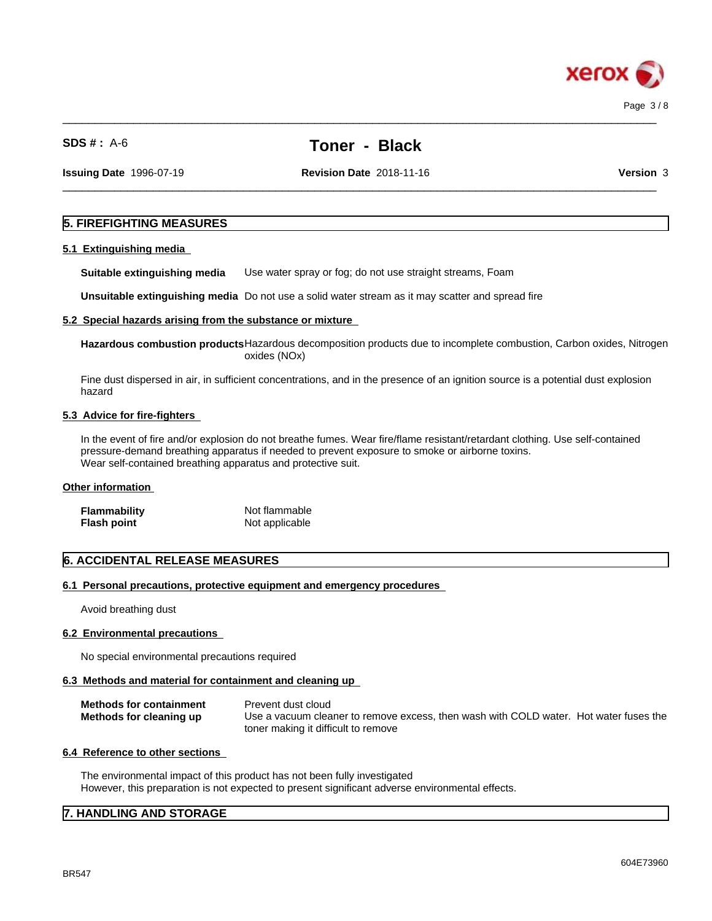## 5. FIREFIGHTING MEASURES

### 5.1 Extinguishing media

**Suitable extinguishing media** Use water spray or fog; do not use straight streams, Foam

**Unsuitable extinguishing media** Do not use a solid water stream as it may scatter and spread fire

### 5.2 Special hazards arising from the substance or mixture

**Hazardous combustion products** Hazardous decomposition products due to incomplete combustion, Carbon oxides, Nitrogen oxides (NOx)

Fine dust dispersed in air, in sufficient concentrations, and in the presence of an ignition source is a potential dust explosion hazard

### 5.3 Advice for fire-fighters

In the event of fire and/or explosion do not breathe fumes. Wear fire/flame resistant/retardant clothing. Use self-contained pressure-demand breathing apparatus if needed to prevent exposure to smoke or airborne toxins.
Wear self-contained breathing apparatus and protective suit.

### Other information

| | |
|---|---|
| **Flammability** | Not flammable |
| **Flash point** | Not applicable |

## 6. ACCIDENTAL RELEASE MEASURES

### 6.1 Personal precautions, protective equipment and emergency procedures

Avoid breathing dust

### 6.2 Environmental precautions

No special environmental precautions required

### 6.3 Methods and material for containment and cleaning up

| | |
|---|---|
| **Methods for containment** | Prevent dust cloud |
| **Methods for cleaning up** | Use a vacuum cleaner to remove excess, then wash with COLD water. Hot water fuses the toner making it difficult to remove |

### 6.4 Reference to other sections

The environmental impact of this product has not been fully investigated
However, this preparation is not expected to present significant adverse environmental effects.

## 7. HANDLING AND STORAGE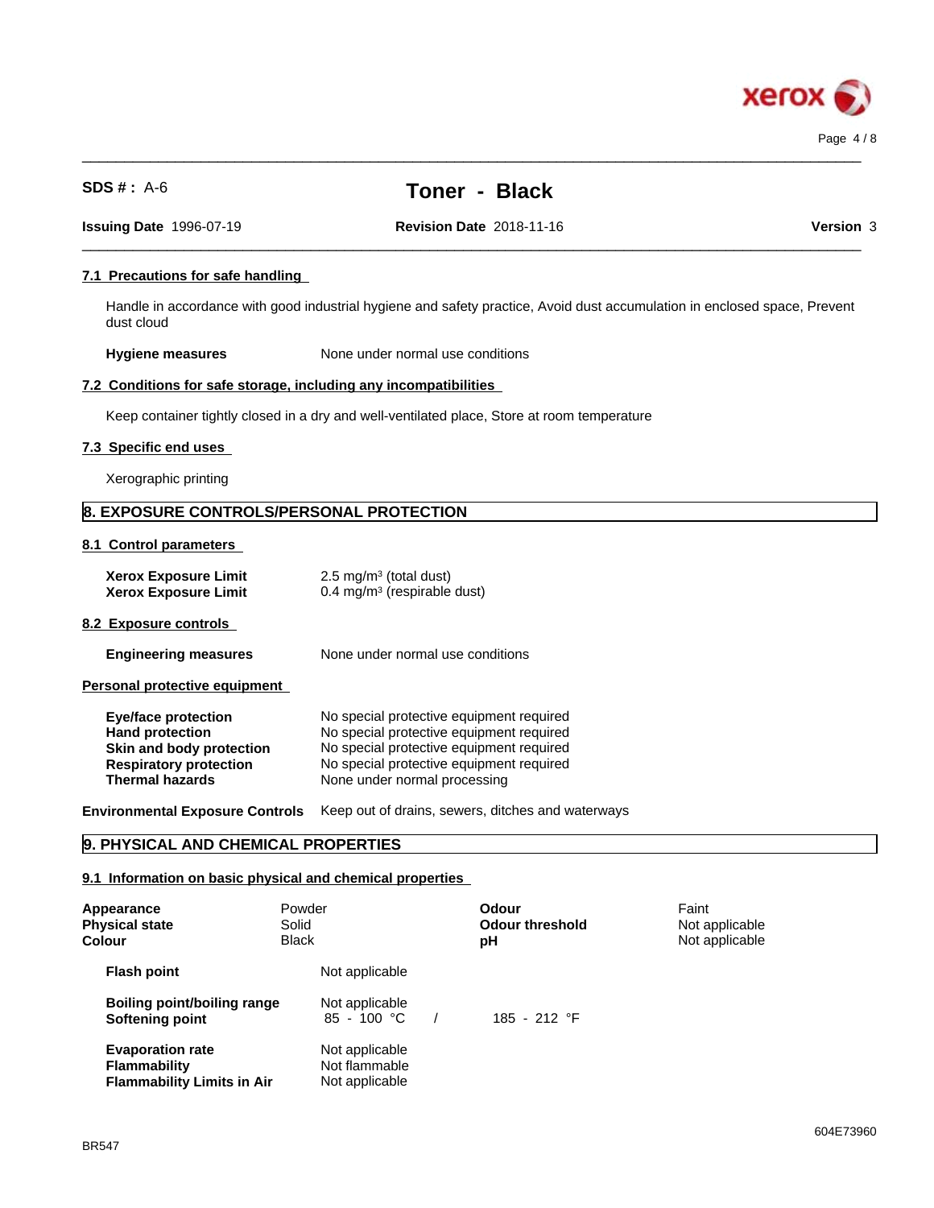### 7.1 Precautions for safe handling

Handle in accordance with good industrial hygiene and safety practice, Avoid dust accumulation in enclosed space, Prevent dust cloud

**Hygiene measures** None under normal use conditions

### 7.2 Conditions for safe storage, including any incompatibilities

Keep container tightly closed in a dry and well-ventilated place, Store at room temperature

### 7.3 Specific end uses

Xerographic printing

## 8. EXPOSURE CONTROLS/PERSONAL PROTECTION

### 8.1 Control parameters

| | |
|---|---|
| **Xerox Exposure Limit** | 2.5 mg/m³ (total dust) |
| **Xerox Exposure Limit** | 0.4 mg/m³ (respirable dust) |

### 8.2 Exposure controls

**Engineering measures** None under normal use conditions

### Personal protective equipment

| | |
|---|---|
| **Eye/face protection** | No special protective equipment required |
| **Hand protection** | No special protective equipment required |
| **Skin and body protection** | No special protective equipment required |
| **Respiratory protection** | No special protective equipment required |
| **Thermal hazards** | None under normal processing |

**Environmental Exposure Controls** Keep out of drains, sewers, ditches and waterways

## 9. PHYSICAL AND CHEMICAL PROPERTIES

### 9.1 Information on basic physical and chemical properties

| | | | |
|---|---|---|---|
| **Appearance** | Powder | **Odour** | Faint |
| **Physical state** | Solid | **Odour threshold** | Not applicable |
| **Colour** | Black | **pH** | Not applicable |

| | | |
|---|---|---|
| **Flash point** | Not applicable | |
| **Boiling point/boiling range** | Not applicable | |
| **Softening point** | 85 - 100 °C / | 185 - 212 °F |
| **Evaporation rate** | Not applicable | |
| **Flammability** | Not flammable | |
| **Flammability Limits in Air** | Not applicable | |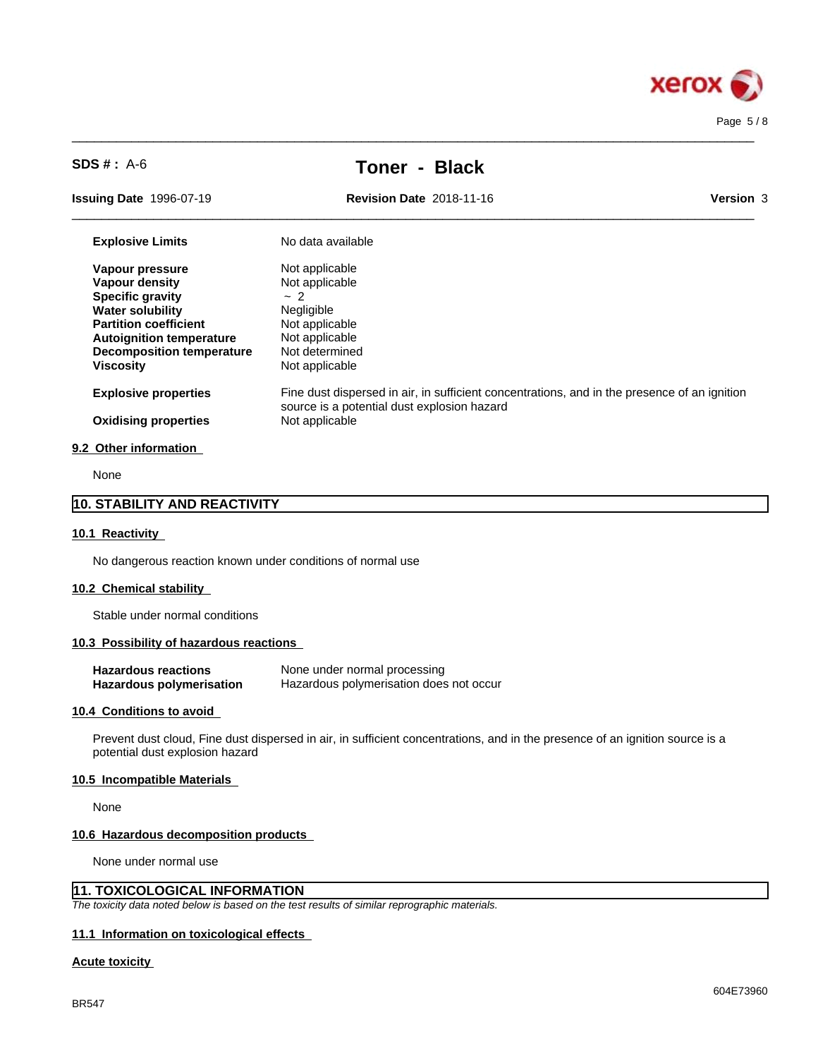| | |
|---|---|
| **Explosive Limits** | No data available |
| **Vapour pressure** | Not applicable |
| **Vapour density** | Not applicable |
| **Specific gravity** | ~ 2 |
| **Water solubility** | Negligible |
| **Partition coefficient** | Not applicable |
| **Autoignition temperature** | Not applicable |
| **Decomposition temperature** | Not determined |
| **Viscosity** | Not applicable |
| **Explosive properties** | Fine dust dispersed in air, in sufficient concentrations, and in the presence of an ignition source is a potential dust explosion hazard |
| **Oxidising properties** | Not applicable |

### 9.2 Other information

None

## 10. STABILITY AND REACTIVITY

### 10.1 Reactivity

No dangerous reaction known under conditions of normal use

### 10.2 Chemical stability

Stable under normal conditions

### 10.3 Possibility of hazardous reactions

| | |
|---|---|
| **Hazardous reactions** | None under normal processing |
| **Hazardous polymerisation** | Hazardous polymerisation does not occur |

### 10.4 Conditions to avoid

Prevent dust cloud, Fine dust dispersed in air, in sufficient concentrations, and in the presence of an ignition source is a potential dust explosion hazard

### 10.5 Incompatible Materials

None

### 10.6 Hazardous decomposition products

None under normal use

## 11. TOXICOLOGICAL INFORMATION

*The toxicity data noted below is based on the test results of similar reprographic materials.*

### 11.1 Information on toxicological effects

**Acute toxicity**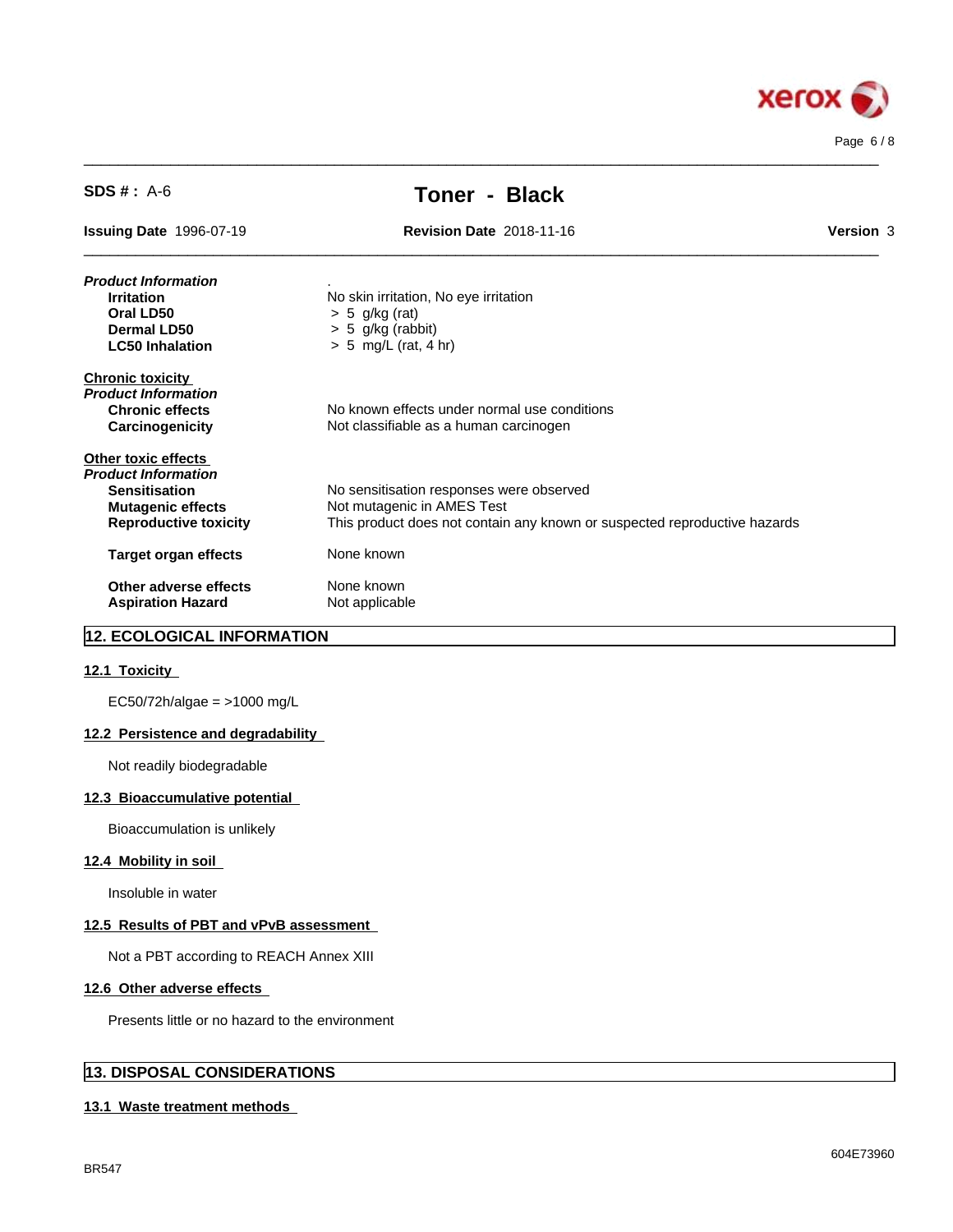**SDS # :** A-6

# Toner - Black

**Issuing Date** 1996-07-19 **Revision Date** 2018-11-16 **Version** 3

***Product Information*** .

| | |
|---|---|
| **Irritation** | No skin irritation, No eye irritation |
| **Oral LD50** | > 5 g/kg (rat) |
| **Dermal LD50** | > 5 g/kg (rabbit) |
| **LC50 Inhalation** | > 5 mg/L (rat, 4 hr) |

**Chronic toxicity**

***Product Information***

| | |
|---|---|
| **Chronic effects** | No known effects under normal use conditions |
| **Carcinogenicity** | Not classifiable as a human carcinogen |

**Other toxic effects**

***Product Information***

| | |
|---|---|
| **Sensitisation** | No sensitisation responses were observed |
| **Mutagenic effects** | Not mutagenic in AMES Test |
| **Reproductive toxicity** | This product does not contain any known or suspected reproductive hazards |
| **Target organ effects** | None known |
| **Other adverse effects** | None known |
| **Aspiration Hazard** | Not applicable |

## 12. ECOLOGICAL INFORMATION

### 12.1 Toxicity

EC50/72h/algae = >1000 mg/L

### 12.2 Persistence and degradability

Not readily biodegradable

### 12.3 Bioaccumulative potential

Bioaccumulation is unlikely

### 12.4 Mobility in soil

Insoluble in water

### 12.5 Results of PBT and vPvB assessment

Not a PBT according to REACH Annex XIII

### 12.6 Other adverse effects

Presents little or no hazard to the environment

## 13. DISPOSAL CONSIDERATIONS

### 13.1 Waste treatment methods

BR547

604E73960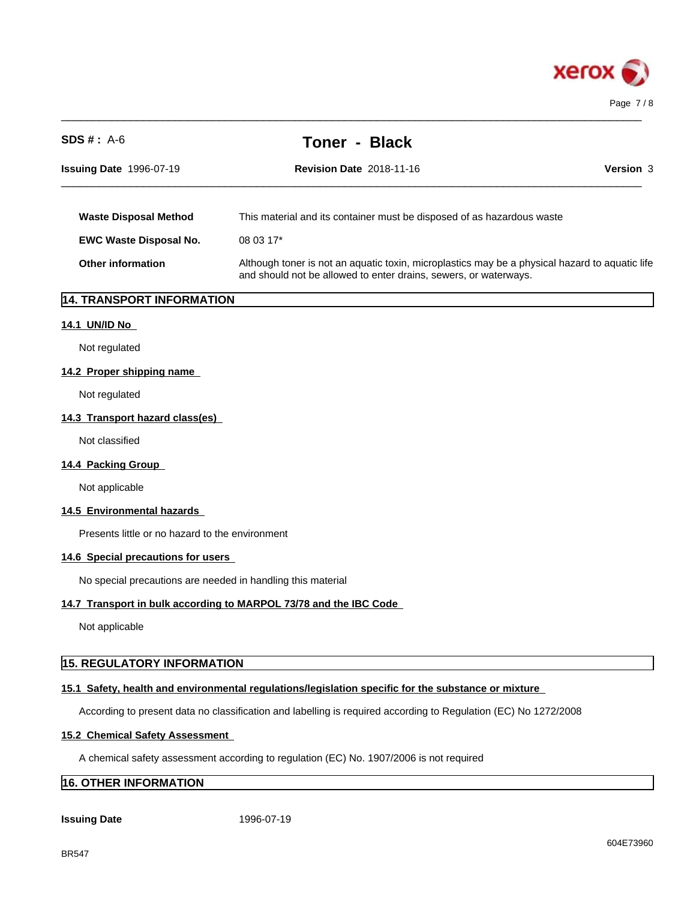**SDS # :** A-6

# Toner - Black

**Issuing Date** 1996-07-19 **Revision Date** 2018-11-16 **Version** 3

| | |
|---|---|
| **Waste Disposal Method** | This material and its container must be disposed of as hazardous waste |
| **EWC Waste Disposal No.** | 08 03 17* |
| **Other information** | Although toner is not an aquatic toxin, microplastics may be a physical hazard to aquatic life and should not be allowed to enter drains, sewers, or waterways. |

## 14. TRANSPORT INFORMATION

### 14.1 UN/ID No

Not regulated

### 14.2 Proper shipping name

Not regulated

### 14.3 Transport hazard class(es)

Not classified

### 14.4 Packing Group

Not applicable

### 14.5 Environmental hazards

Presents little or no hazard to the environment

### 14.6 Special precautions for users

No special precautions are needed in handling this material

### 14.7 Transport in bulk according to MARPOL 73/78 and the IBC Code

Not applicable

## 15. REGULATORY INFORMATION

### 15.1 Safety, health and environmental regulations/legislation specific for the substance or mixture

According to present data no classification and labelling is required according to Regulation (EC) No 1272/2008

### 15.2 Chemical Safety Assessment

A chemical safety assessment according to regulation (EC) No. 1907/2006 is not required

## 16. OTHER INFORMATION

**Issuing Date** 1996-07-19

604E73960

BR547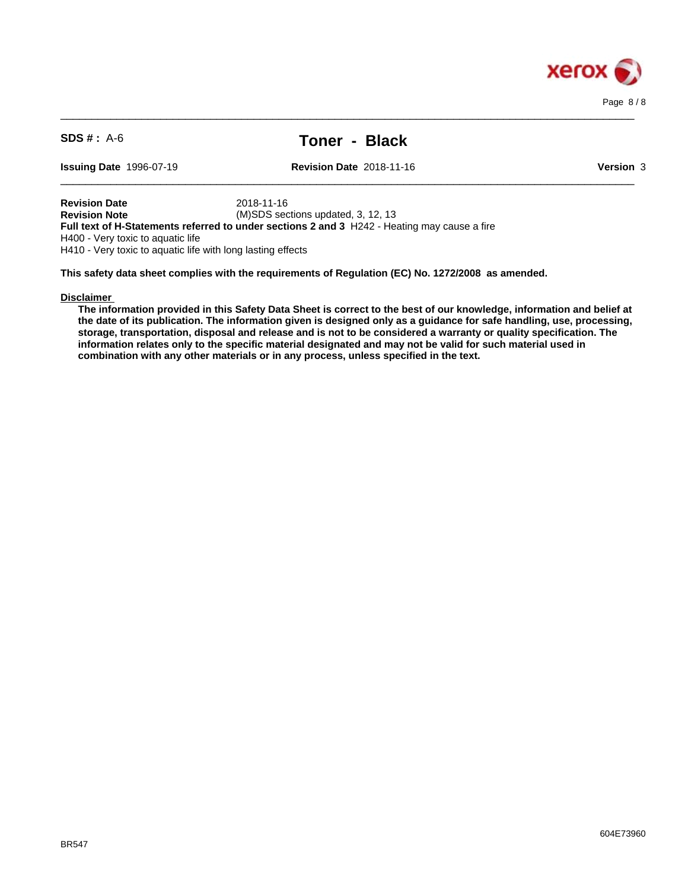**Revision Date** 2018-11-16
**Revision Note** (M)SDS sections updated, 3, 12, 13
**Full text of H-Statements referred to under sections 2 and 3** H242 - Heating may cause a fire
H400 - Very toxic to aquatic life
H410 - Very toxic to aquatic life with long lasting effects

**This safety data sheet complies with the requirements of Regulation (EC) No. 1272/2008 as amended.**

**Disclaimer**

**The information provided in this Safety Data Sheet is correct to the best of our knowledge, information and belief at the date of its publication. The information given is designed only as a guidance for safe handling, use, processing, storage, transportation, disposal and release and is not to be considered a warranty or quality specification. The information relates only to the specific material designated and may not be valid for such material used in combination with any other materials or in any process, unless specified in the text.**